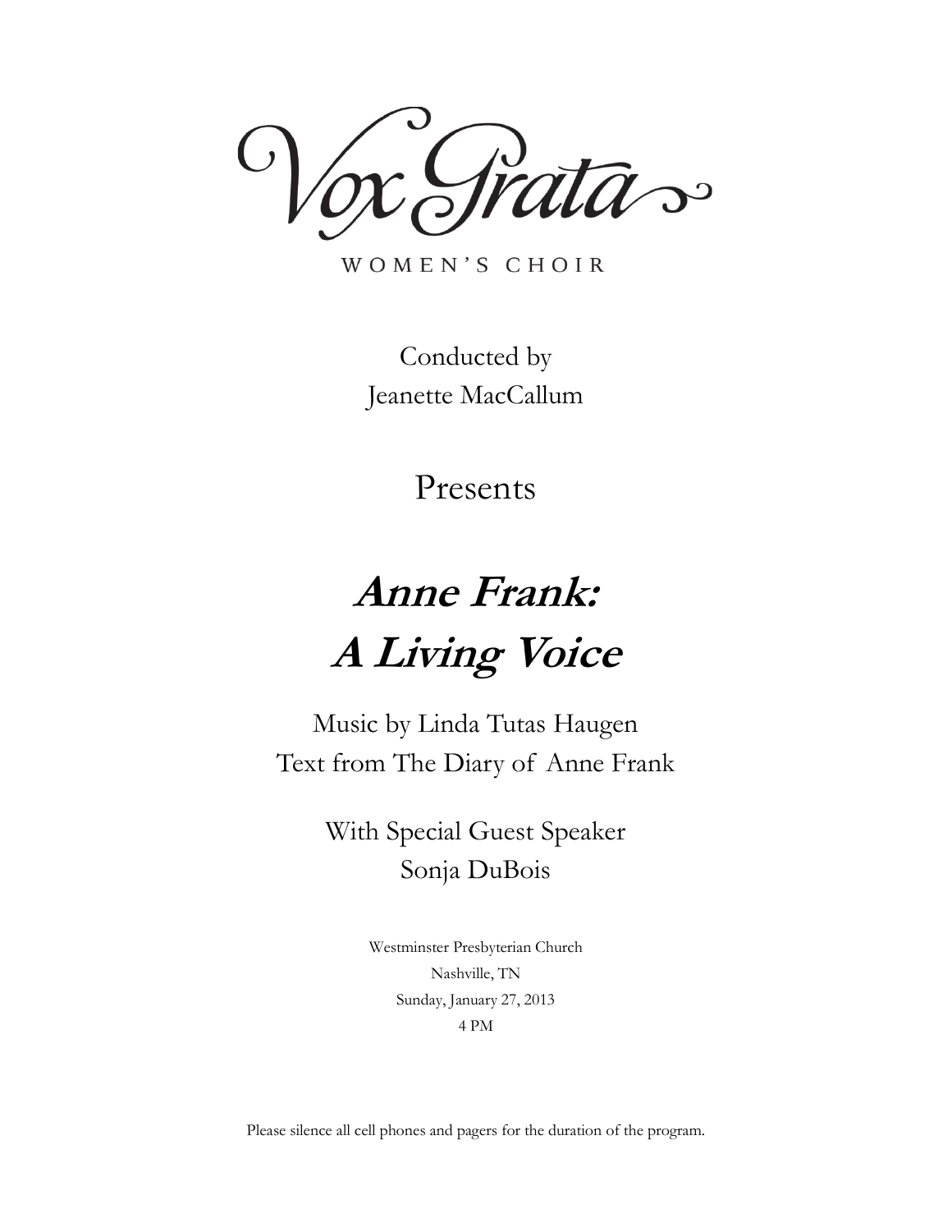# Vox Grata

WOMEN'S CHOIR

Conducted by
Jeanette MacCallum

Presents

# ***Anne Frank: A Living Voice***

Music by Linda Tutas Haugen
Text from The Diary of Anne Frank

With Special Guest Speaker
Sonja DuBois

Westminster Presbyterian Church
Nashville, TN
Sunday, January 27, 2013
4 PM

Please silence all cell phones and pagers for the duration of the program.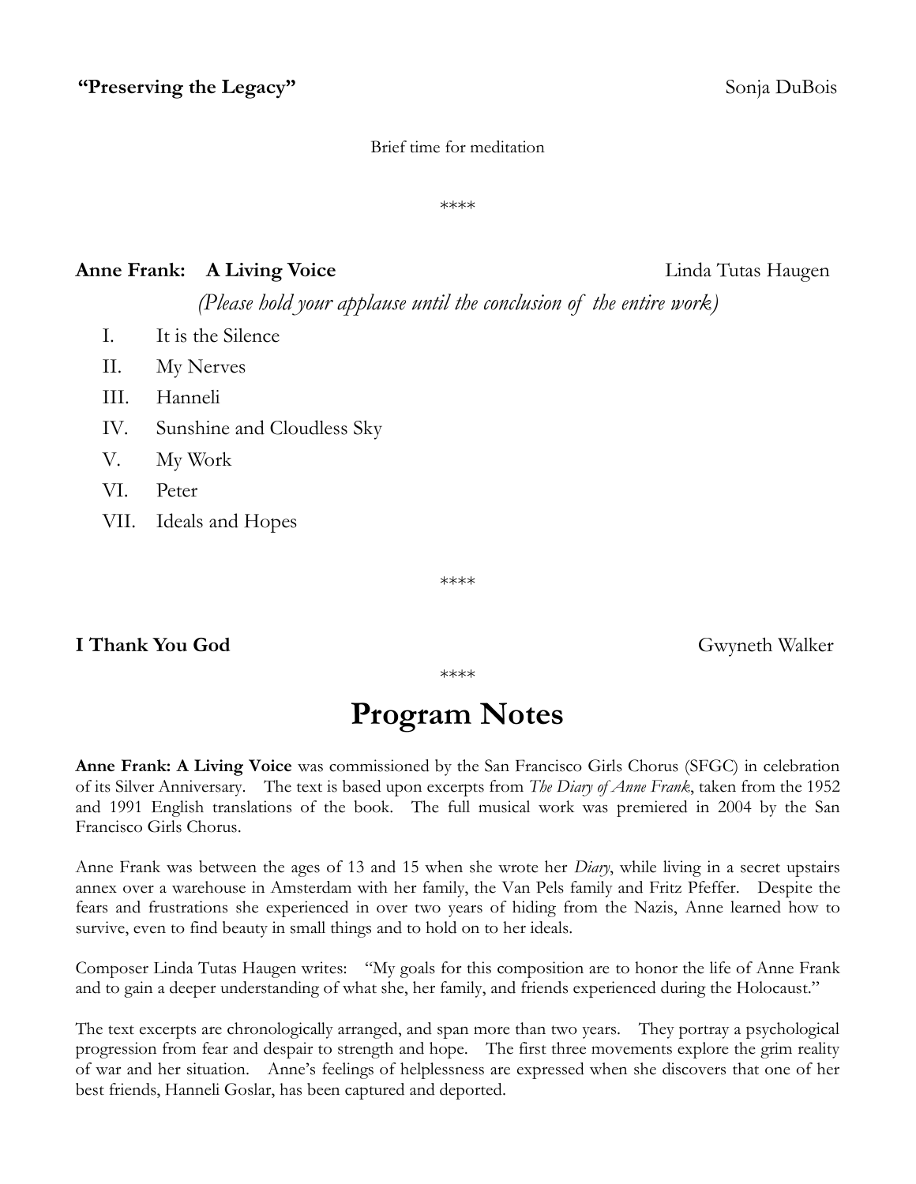**"Preserving the Legacy"** Sonja DuBois

Brief time for meditation

****

**Anne Frank: A Living Voice** Linda Tutas Haugen

*(Please hold your applause until the conclusion of the entire work)*

I. It is the Silence
II. My Nerves
III. Hanneli
IV. Sunshine and Cloudless Sky
V. My Work
VI. Peter
VII. Ideals and Hopes

****

**I Thank You God** Gwyneth Walker

****

# Program Notes

**Anne Frank: A Living Voice** was commissioned by the San Francisco Girls Chorus (SFGC) in celebration of its Silver Anniversary. The text is based upon excerpts from *The Diary of Anne Frank*, taken from the 1952 and 1991 English translations of the book. The full musical work was premiered in 2004 by the San Francisco Girls Chorus.

Anne Frank was between the ages of 13 and 15 when she wrote her *Diary*, while living in a secret upstairs annex over a warehouse in Amsterdam with her family, the Van Pels family and Fritz Pfeffer. Despite the fears and frustrations she experienced in over two years of hiding from the Nazis, Anne learned how to survive, even to find beauty in small things and to hold on to her ideals.

Composer Linda Tutas Haugen writes: "My goals for this composition are to honor the life of Anne Frank and to gain a deeper understanding of what she, her family, and friends experienced during the Holocaust."

The text excerpts are chronologically arranged, and span more than two years. They portray a psychological progression from fear and despair to strength and hope. The first three movements explore the grim reality of war and her situation. Anne's feelings of helplessness are expressed when she discovers that one of her best friends, Hanneli Goslar, has been captured and deported.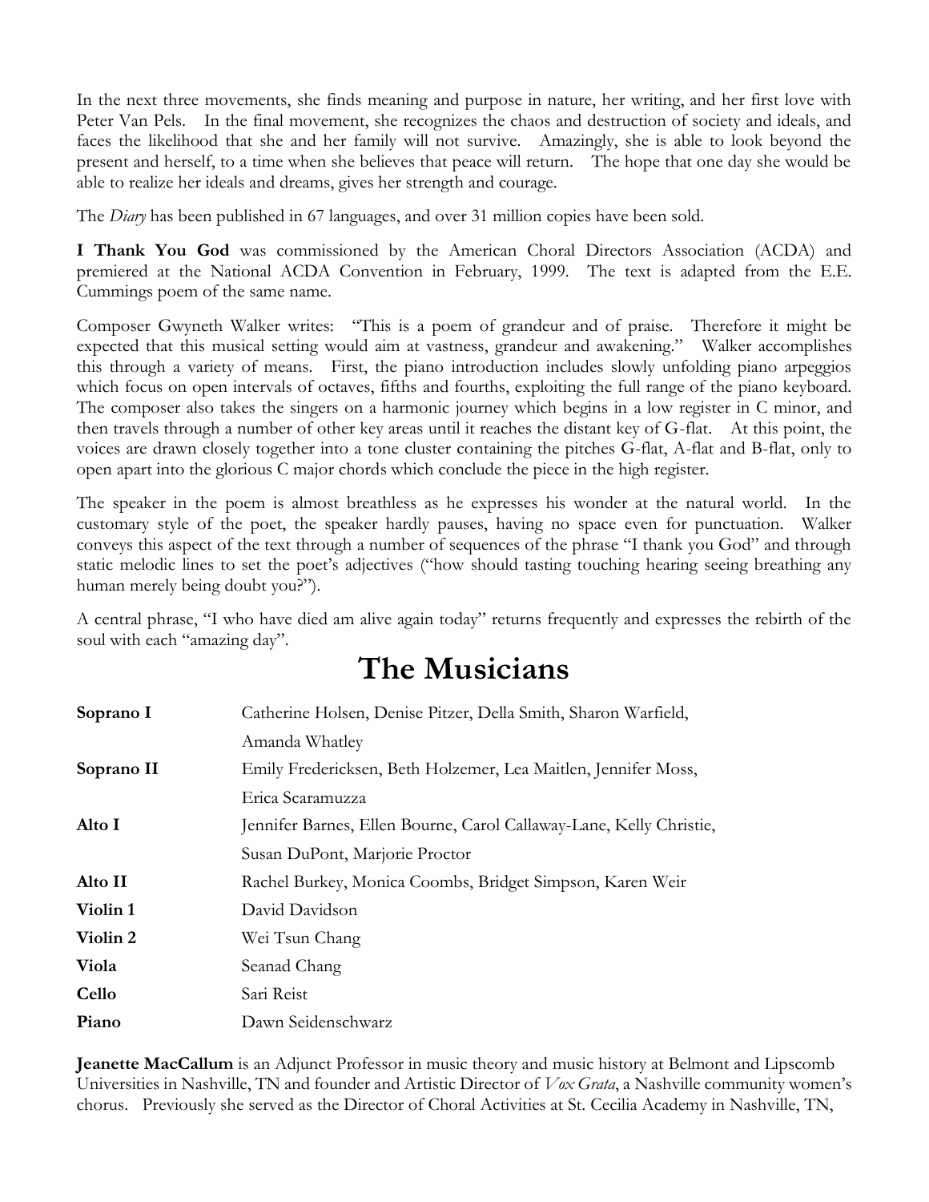In the next three movements, she finds meaning and purpose in nature, her writing, and her first love with Peter Van Pels. In the final movement, she recognizes the chaos and destruction of society and ideals, and faces the likelihood that she and her family will not survive. Amazingly, she is able to look beyond the present and herself, to a time when she believes that peace will return. The hope that one day she would be able to realize her ideals and dreams, gives her strength and courage.

The *Diary* has been published in 67 languages, and over 31 million copies have been sold.

**I Thank You God** was commissioned by the American Choral Directors Association (ACDA) and premiered at the National ACDA Convention in February, 1999. The text is adapted from the E.E. Cummings poem of the same name.

Composer Gwyneth Walker writes: "This is a poem of grandeur and of praise. Therefore it might be expected that this musical setting would aim at vastness, grandeur and awakening." Walker accomplishes this through a variety of means. First, the piano introduction includes slowly unfolding piano arpeggios which focus on open intervals of octaves, fifths and fourths, exploiting the full range of the piano keyboard. The composer also takes the singers on a harmonic journey which begins in a low register in C minor, and then travels through a number of other key areas until it reaches the distant key of G-flat. At this point, the voices are drawn closely together into a tone cluster containing the pitches G-flat, A-flat and B-flat, only to open apart into the glorious C major chords which conclude the piece in the high register.

The speaker in the poem is almost breathless as he expresses his wonder at the natural world. In the customary style of the poet, the speaker hardly pauses, having no space even for punctuation. Walker conveys this aspect of the text through a number of sequences of the phrase "I thank you God" and through static melodic lines to set the poet's adjectives ("how should tasting touching hearing seeing breathing any human merely being doubt you?").

A central phrase, "I who have died am alive again today" returns frequently and expresses the rebirth of the soul with each "amazing day".

# The Musicians

| | |
|---|---|
| **Soprano I** | Catherine Holsen, Denise Pitzer, Della Smith, Sharon Warfield, Amanda Whatley |
| **Soprano II** | Emily Fredericksen, Beth Holzemer, Lea Maitlen, Jennifer Moss, Erica Scaramuzza |
| **Alto I** | Jennifer Barnes, Ellen Bourne, Carol Callaway-Lane, Kelly Christie, Susan DuPont, Marjorie Proctor |
| **Alto II** | Rachel Burkey, Monica Coombs, Bridget Simpson, Karen Weir |
| **Violin 1** | David Davidson |
| **Violin 2** | Wei Tsun Chang |
| **Viola** | Seanad Chang |
| **Cello** | Sari Reist |
| **Piano** | Dawn Seidenschwarz |

**Jeanette MacCallum** is an Adjunct Professor in music theory and music history at Belmont and Lipscomb Universities in Nashville, TN and founder and Artistic Director of *Vox Grata*, a Nashville community women's chorus. Previously she served as the Director of Choral Activities at St. Cecilia Academy in Nashville, TN,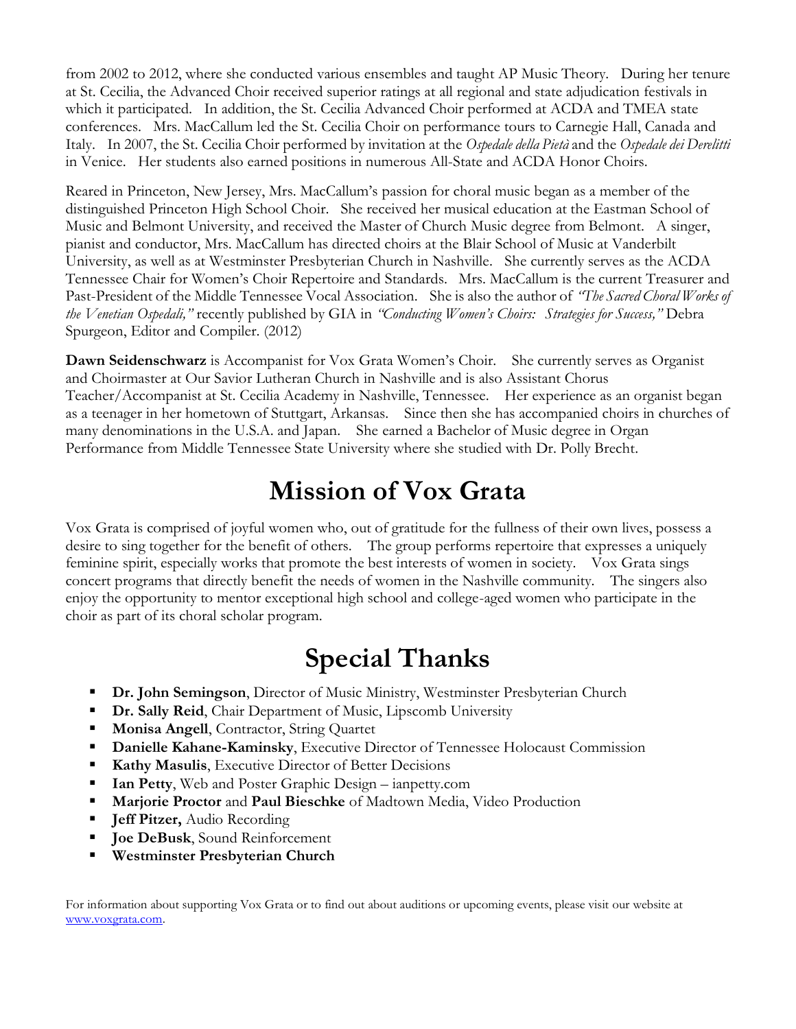from 2002 to 2012, where she conducted various ensembles and taught AP Music Theory. During her tenure at St. Cecilia, the Advanced Choir received superior ratings at all regional and state adjudication festivals in which it participated. In addition, the St. Cecilia Advanced Choir performed at ACDA and TMEA state conferences. Mrs. MacCallum led the St. Cecilia Choir on performance tours to Carnegie Hall, Canada and Italy. In 2007, the St. Cecilia Choir performed by invitation at the *Ospedale della Pietà* and the *Ospedale dei Derelitti* in Venice. Her students also earned positions in numerous All-State and ACDA Honor Choirs.

Reared in Princeton, New Jersey, Mrs. MacCallum's passion for choral music began as a member of the distinguished Princeton High School Choir. She received her musical education at the Eastman School of Music and Belmont University, and received the Master of Church Music degree from Belmont. A singer, pianist and conductor, Mrs. MacCallum has directed choirs at the Blair School of Music at Vanderbilt University, as well as at Westminster Presbyterian Church in Nashville. She currently serves as the ACDA Tennessee Chair for Women's Choir Repertoire and Standards. Mrs. MacCallum is the current Treasurer and Past-President of the Middle Tennessee Vocal Association. She is also the author of *"The Sacred Choral Works of the Venetian Ospedali,"* recently published by GIA in *"Conducting Women's Choirs: Strategies for Success,"* Debra Spurgeon, Editor and Compiler. (2012)

**Dawn Seidenschwarz** is Accompanist for Vox Grata Women's Choir. She currently serves as Organist and Choirmaster at Our Savior Lutheran Church in Nashville and is also Assistant Chorus Teacher/Accompanist at St. Cecilia Academy in Nashville, Tennessee. Her experience as an organist began as a teenager in her hometown of Stuttgart, Arkansas. Since then she has accompanied choirs in churches of many denominations in the U.S.A. and Japan. She earned a Bachelor of Music degree in Organ Performance from Middle Tennessee State University where she studied with Dr. Polly Brecht.

# Mission of Vox Grata

Vox Grata is comprised of joyful women who, out of gratitude for the fullness of their own lives, possess a desire to sing together for the benefit of others. The group performs repertoire that expresses a uniquely feminine spirit, especially works that promote the best interests of women in society. Vox Grata sings concert programs that directly benefit the needs of women in the Nashville community. The singers also enjoy the opportunity to mentor exceptional high school and college-aged women who participate in the choir as part of its choral scholar program.

# Special Thanks

- **Dr. John Semingson**, Director of Music Ministry, Westminster Presbyterian Church
- **Dr. Sally Reid**, Chair Department of Music, Lipscomb University
- **Monisa Angell**, Contractor, String Quartet
- **Danielle Kahane-Kaminsky**, Executive Director of Tennessee Holocaust Commission
- **Kathy Masulis**, Executive Director of Better Decisions
- **Ian Petty**, Web and Poster Graphic Design – ianpetty.com
- **Marjorie Proctor** and **Paul Bieschke** of Madtown Media, Video Production
- **Jeff Pitzer,** Audio Recording
- **Joe DeBusk**, Sound Reinforcement
- **Westminster Presbyterian Church**

For information about supporting Vox Grata or to find out about auditions or upcoming events, please visit our website at [www.voxgrata.com](http://www.voxgrata.com).